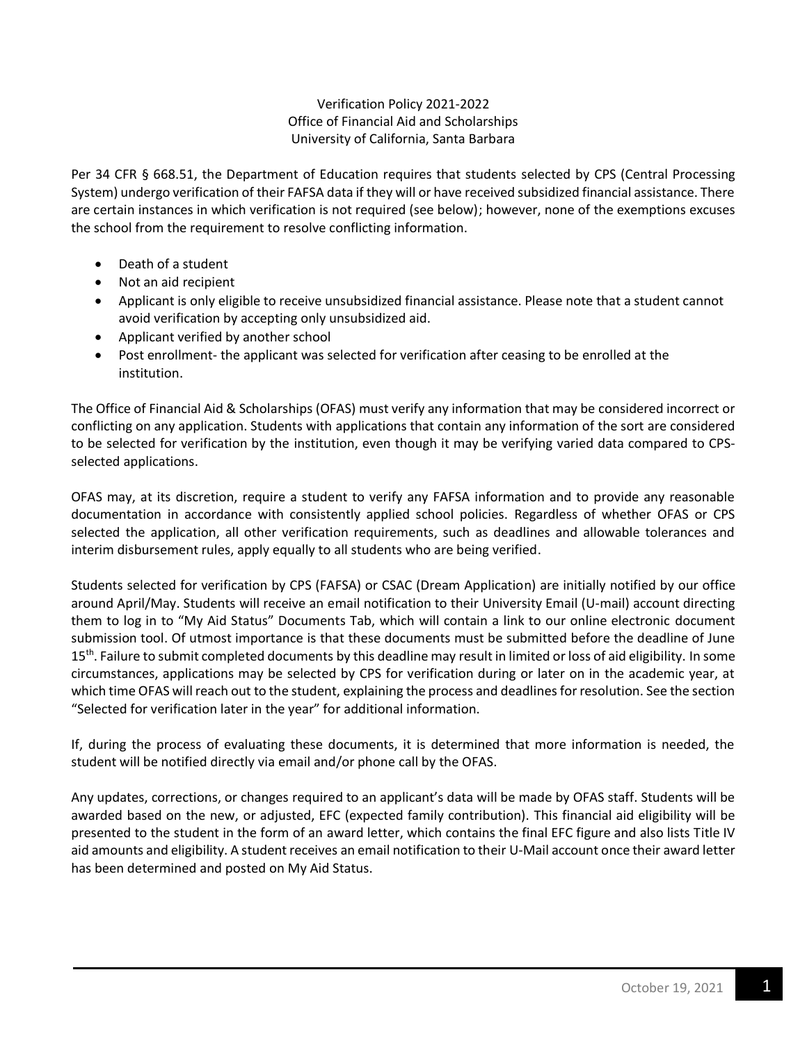# Verification Policy 2021-2022
## Office of Financial Aid and Scholarships
## University of California, Santa Barbara

Per 34 CFR § 668.51, the Department of Education requires that students selected by CPS (Central Processing System) undergo verification of their FAFSA data if they will or have received subsidized financial assistance. There are certain instances in which verification is not required (see below); however, none of the exemptions excuses the school from the requirement to resolve conflicting information.

- Death of a student
- Not an aid recipient
- Applicant is only eligible to receive unsubsidized financial assistance. Please note that a student cannot avoid verification by accepting only unsubsidized aid.
- Applicant verified by another school
- Post enrollment- the applicant was selected for verification after ceasing to be enrolled at the institution.

The Office of Financial Aid & Scholarships (OFAS) must verify any information that may be considered incorrect or conflicting on any application. Students with applications that contain any information of the sort are considered to be selected for verification by the institution, even though it may be verifying varied data compared to CPS-selected applications.

OFAS may, at its discretion, require a student to verify any FAFSA information and to provide any reasonable documentation in accordance with consistently applied school policies. Regardless of whether OFAS or CPS selected the application, all other verification requirements, such as deadlines and allowable tolerances and interim disbursement rules, apply equally to all students who are being verified.

Students selected for verification by CPS (FAFSA) or CSAC (Dream Application) are initially notified by our office around April/May. Students will receive an email notification to their University Email (U-mail) account directing them to log in to "My Aid Status" Documents Tab, which will contain a link to our online electronic document submission tool. Of utmost importance is that these documents must be submitted before the deadline of June 15th. Failure to submit completed documents by this deadline may result in limited or loss of aid eligibility. In some circumstances, applications may be selected by CPS for verification during or later on in the academic year, at which time OFAS will reach out to the student, explaining the process and deadlines for resolution. See the section "Selected for verification later in the year" for additional information.

If, during the process of evaluating these documents, it is determined that more information is needed, the student will be notified directly via email and/or phone call by the OFAS.

Any updates, corrections, or changes required to an applicant's data will be made by OFAS staff. Students will be awarded based on the new, or adjusted, EFC (expected family contribution). This financial aid eligibility will be presented to the student in the form of an award letter, which contains the final EFC figure and also lists Title IV aid amounts and eligibility. A student receives an email notification to their U-Mail account once their award letter has been determined and posted on My Aid Status.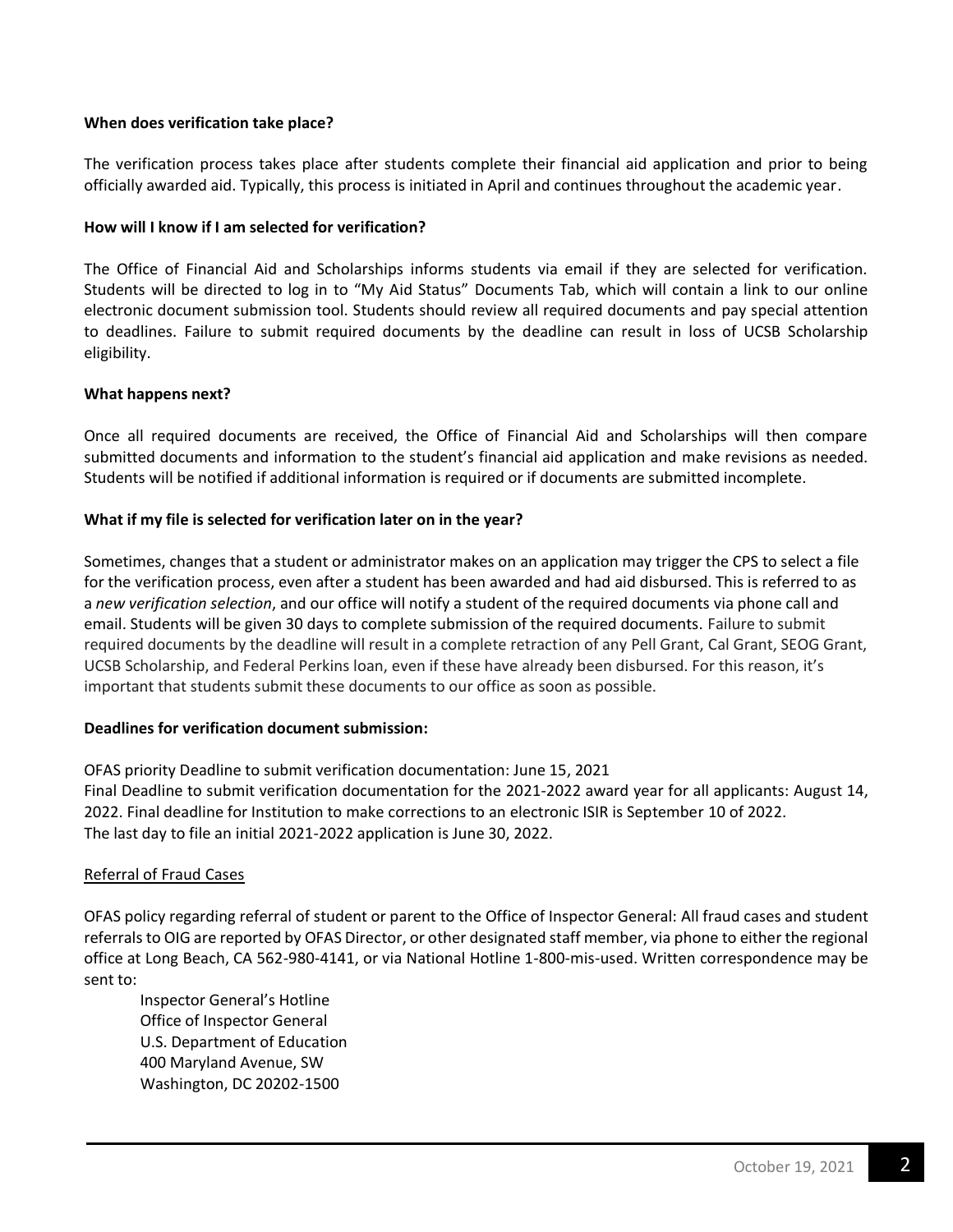**When does verification take place?**

The verification process takes place after students complete their financial aid application and prior to being officially awarded aid. Typically, this process is initiated in April and continues throughout the academic year.

**How will I know if I am selected for verification?**

The Office of Financial Aid and Scholarships informs students via email if they are selected for verification. Students will be directed to log in to "My Aid Status" Documents Tab, which will contain a link to our online electronic document submission tool. Students should review all required documents and pay special attention to deadlines. Failure to submit required documents by the deadline can result in loss of UCSB Scholarship eligibility.

**What happens next?**

Once all required documents are received, the Office of Financial Aid and Scholarships will then compare submitted documents and information to the student's financial aid application and make revisions as needed. Students will be notified if additional information is required or if documents are submitted incomplete.

**What if my file is selected for verification later on in the year?**

Sometimes, changes that a student or administrator makes on an application may trigger the CPS to select a file for the verification process, even after a student has been awarded and had aid disbursed. This is referred to as a *new verification selection*, and our office will notify a student of the required documents via phone call and email. Students will be given 30 days to complete submission of the required documents. Failure to submit required documents by the deadline will result in a complete retraction of any Pell Grant, Cal Grant, SEOG Grant, UCSB Scholarship, and Federal Perkins loan, even if these have already been disbursed. For this reason, it's important that students submit these documents to our office as soon as possible.

**Deadlines for verification document submission:**

OFAS priority Deadline to submit verification documentation: June 15, 2021
Final Deadline to submit verification documentation for the 2021-2022 award year for all applicants: August 14, 2022. Final deadline for Institution to make corrections to an electronic ISIR is September 10 of 2022.
The last day to file an initial 2021-2022 application is June 30, 2022.

<u>Referral of Fraud Cases</u>

OFAS policy regarding referral of student or parent to the Office of Inspector General: All fraud cases and student referrals to OIG are reported by OFAS Director, or other designated staff member, via phone to either the regional office at Long Beach, CA 562-980-4141, or via National Hotline 1-800-mis-used. Written correspondence may be sent to:

Inspector General's Hotline
Office of Inspector General
U.S. Department of Education
400 Maryland Avenue, SW
Washington, DC 20202-1500